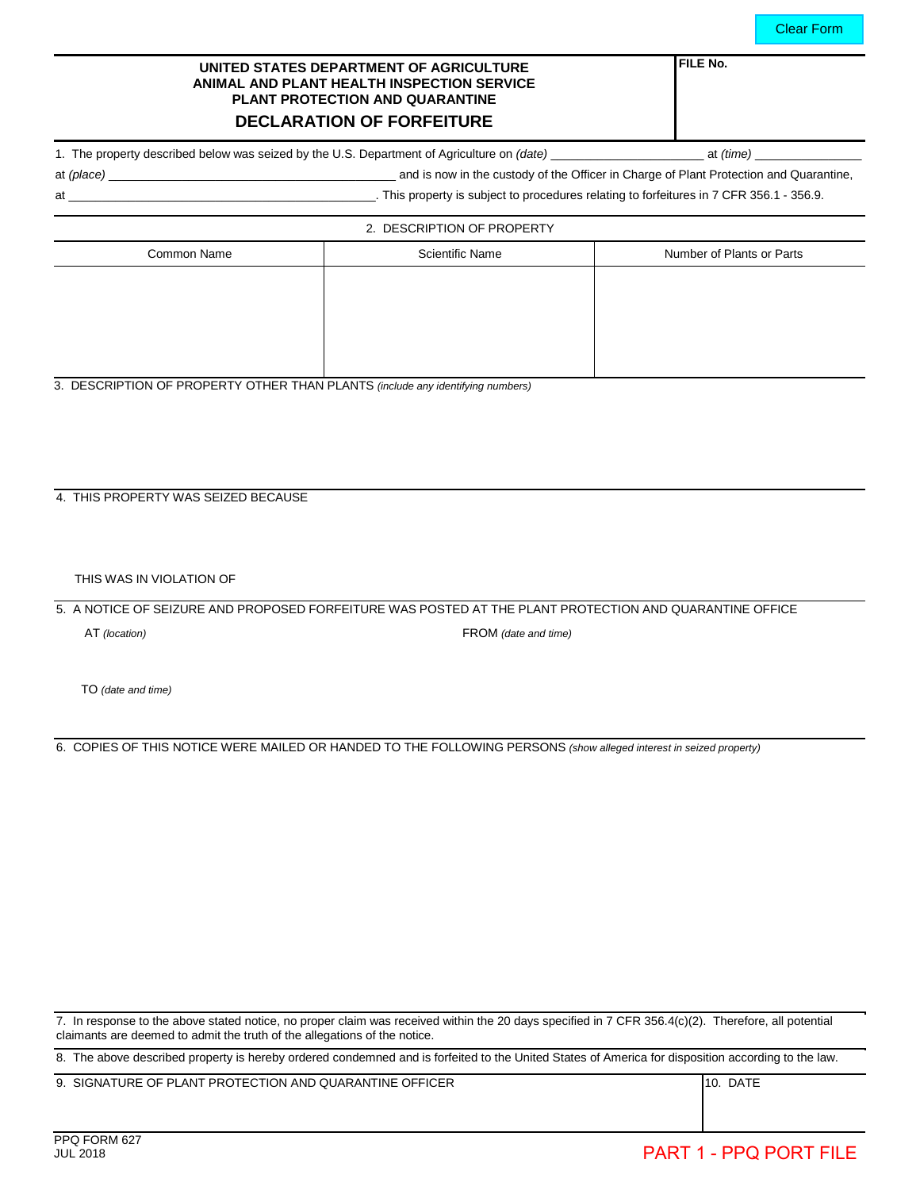Clear Form

**UNITED STATES DEPARTMENT OF AGRICULTURE**
**ANIMAL AND PLANT HEALTH INSPECTION SERVICE**
**PLANT PROTECTION AND QUARANTINE**

# DECLARATION OF FORFEITURE

**FILE No.**

1. The property described below was seized by the U.S. Department of Agriculture on *(date)* ____________________ at *(time)* ______________

at *(place)* ________________________________________ and is now in the custody of the Officer in Charge of Plant Protection and Quarantine,

at ____________________________________________. This property is subject to procedures relating to forfeitures in 7 CFR 356.1 - 356.9.

2. DESCRIPTION OF PROPERTY

| Common Name | Scientific Name | Number of Plants or Parts |
| --- | --- | --- |
| | | |

3. DESCRIPTION OF PROPERTY OTHER THAN PLANTS *(include any identifying numbers)*

4. THIS PROPERTY WAS SEIZED BECAUSE

THIS WAS IN VIOLATION OF

5. A NOTICE OF SEIZURE AND PROPOSED FORFEITURE WAS POSTED AT THE PLANT PROTECTION AND QUARANTINE OFFICE

AT *(location)*

FROM *(date and time)*

TO *(date and time)*

6. COPIES OF THIS NOTICE WERE MAILED OR HANDED TO THE FOLLOWING PERSONS *(show alleged interest in seized property)*

7. In response to the above stated notice, no proper claim was received within the 20 days specified in 7 CFR 356.4(c)(2). Therefore, all potential claimants are deemed to admit the truth of the allegations of the notice.

8. The above described property is hereby ordered condemned and is forfeited to the United States of America for disposition according to the law.

| 9. SIGNATURE OF PLANT PROTECTION AND QUARANTINE OFFICER | 10. DATE |
| --- | --- |
| | |

PPQ FORM 627
JUL 2018

PART 1 - PPQ PORT FILE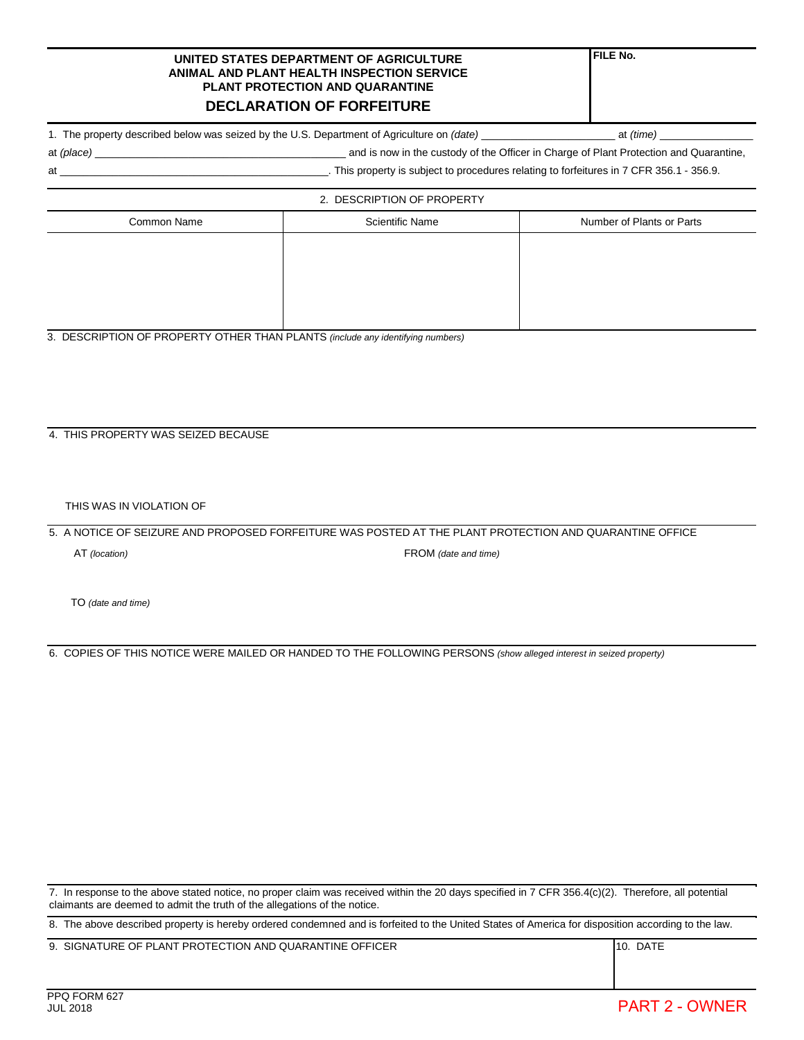UNITED STATES DEPARTMENT OF AGRICULTURE
ANIMAL AND PLANT HEALTH INSPECTION SERVICE
PLANT PROTECTION AND QUARANTINE

# DECLARATION OF FORFEITURE

**FILE No.**

1. The property described below was seized by the U.S. Department of Agriculture on *(date)* ____________________ at *(time)* ______________
at *(place)* ________________________________________ and is now in the custody of the Officer in Charge of Plant Protection and Quarantine,
at ____________________________________________. This property is subject to procedures relating to forfeitures in 7 CFR 356.1 - 356.9.

2. DESCRIPTION OF PROPERTY

| Common Name | Scientific Name | Number of Plants or Parts |
|---|---|---|
| | | |

3. DESCRIPTION OF PROPERTY OTHER THAN PLANTS *(include any identifying numbers)*

4. THIS PROPERTY WAS SEIZED BECAUSE

THIS WAS IN VIOLATION OF

5. A NOTICE OF SEIZURE AND PROPOSED FORFEITURE WAS POSTED AT THE PLANT PROTECTION AND QUARANTINE OFFICE

AT *(location)*

FROM *(date and time)*

TO *(date and time)*

6. COPIES OF THIS NOTICE WERE MAILED OR HANDED TO THE FOLLOWING PERSONS *(show alleged interest in seized property)*

7. In response to the above stated notice, no proper claim was received within the 20 days specified in 7 CFR 356.4(c)(2). Therefore, all potential claimants are deemed to admit the truth of the allegations of the notice.

8. The above described property is hereby ordered condemned and is forfeited to the United States of America for disposition according to the law.

| 9. SIGNATURE OF PLANT PROTECTION AND QUARANTINE OFFICER | 10. DATE |
|---|---|
| | |

PPQ FORM 627
JUL 2018

PART 2 - OWNER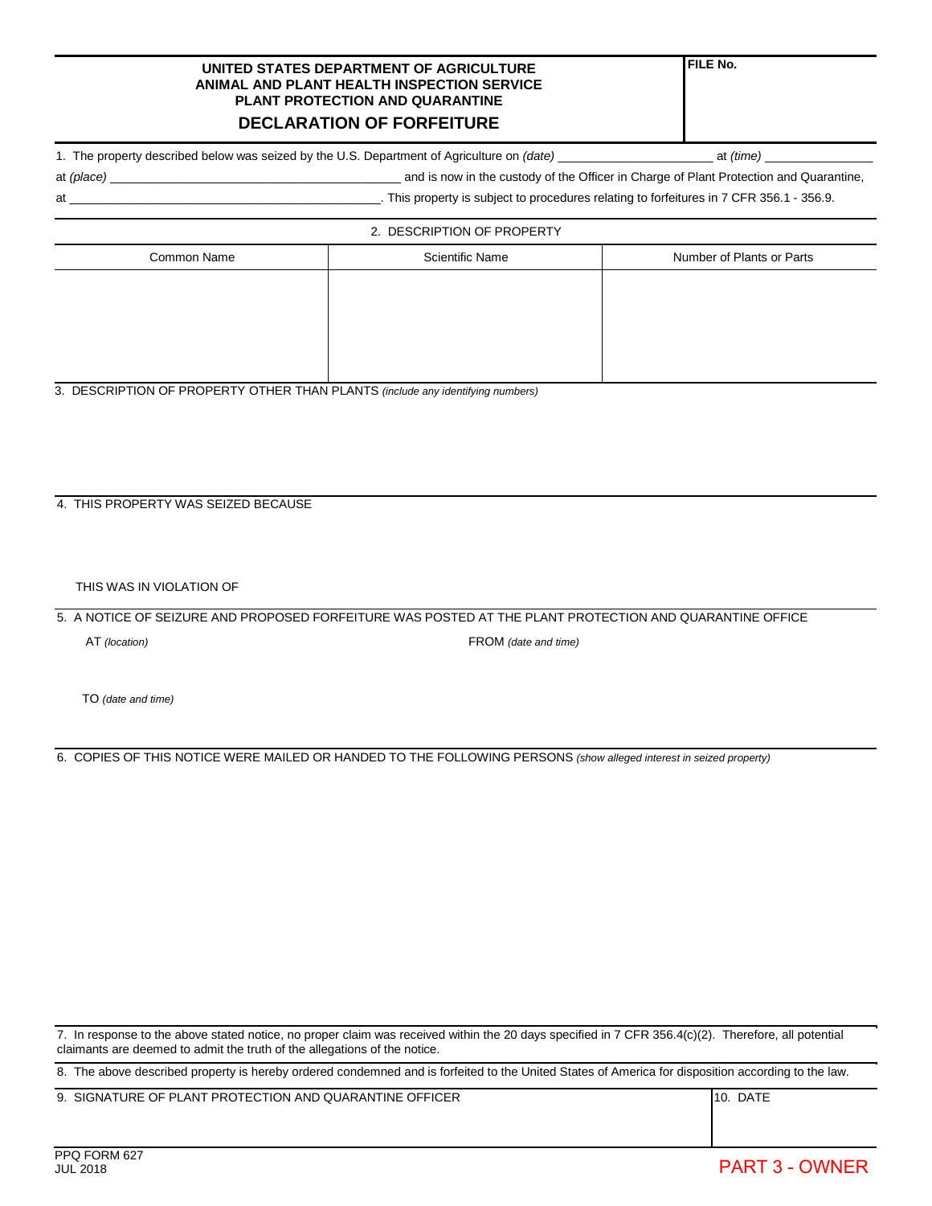**UNITED STATES DEPARTMENT OF AGRICULTURE**
**ANIMAL AND PLANT HEALTH INSPECTION SERVICE**
**PLANT PROTECTION AND QUARANTINE**

# DECLARATION OF FORFEITURE

**FILE No.**

1. The property described below was seized by the U.S. Department of Agriculture on *(date)* ____________________ at *(time)* ______________
at *(place)* ________________________________________ and is now in the custody of the Officer in Charge of Plant Protection and Quarantine,
at ________________________________________. This property is subject to procedures relating to forfeitures in 7 CFR 356.1 - 356.9.

2. DESCRIPTION OF PROPERTY

| Common Name | Scientific Name | Number of Plants or Parts |
|---|---|---|
| | | |

3. DESCRIPTION OF PROPERTY OTHER THAN PLANTS *(include any identifying numbers)*

4. THIS PROPERTY WAS SEIZED BECAUSE

THIS WAS IN VIOLATION OF

5. A NOTICE OF SEIZURE AND PROPOSED FORFEITURE WAS POSTED AT THE PLANT PROTECTION AND QUARANTINE OFFICE

AT *(location)*

FROM *(date and time)*

TO *(date and time)*

6. COPIES OF THIS NOTICE WERE MAILED OR HANDED TO THE FOLLOWING PERSONS *(show alleged interest in seized property)*

7. In response to the above stated notice, no proper claim was received within the 20 days specified in 7 CFR 356.4(c)(2). Therefore, all potential claimants are deemed to admit the truth of the allegations of the notice.

8. The above described property is hereby ordered condemned and is forfeited to the United States of America for disposition according to the law.

| 9. SIGNATURE OF PLANT PROTECTION AND QUARANTINE OFFICER | 10. DATE |
|---|---|
| | |

PPQ FORM 627
JUL 2018

PART 3 - OWNER